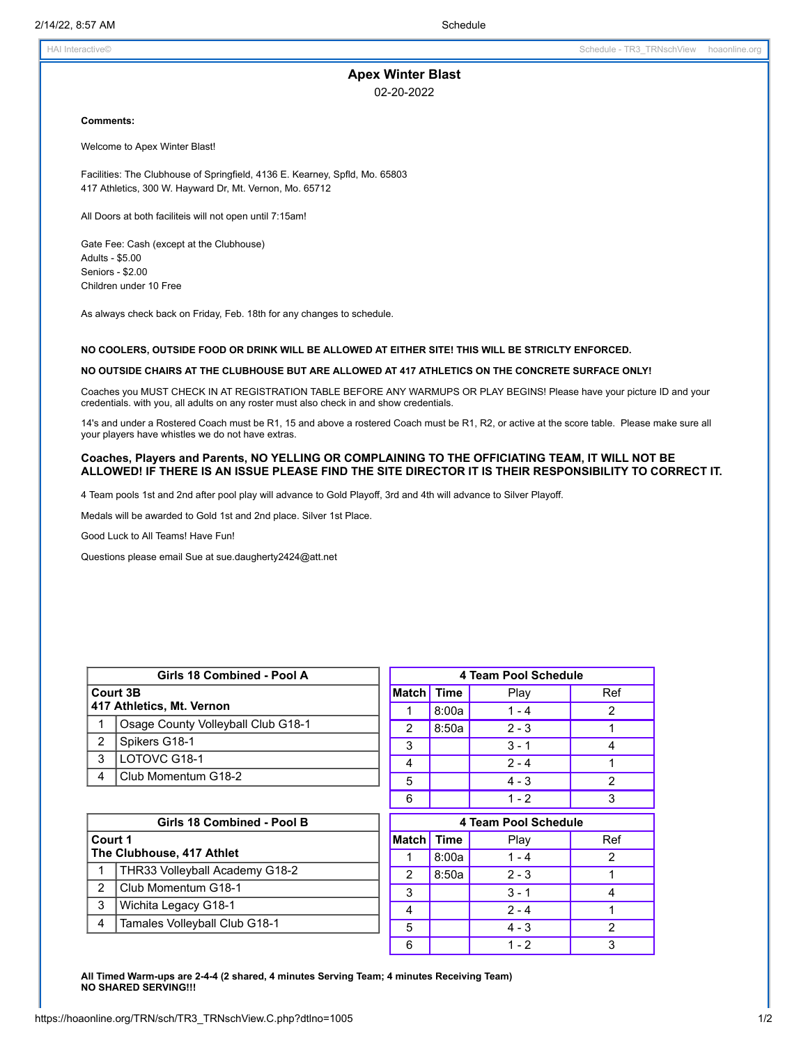# Apex Winter Blast

02-20-2022

**Comments:**

Welcome to Apex Winter Blast!

Facilities: The Clubhouse of Springfield, 4136 E. Kearney, Spfld, Mo. 65803
417 Athletics, 300 W. Hayward Dr, Mt. Vernon, Mo. 65712

All Doors at both faciliteis will not open until 7:15am!

Gate Fee: Cash (except at the Clubhouse)
Adults - $5.00
Seniors - $2.00
Children under 10 Free

As always check back on Friday, Feb. 18th for any changes to schedule.

**NO COOLERS, OUTSIDE FOOD OR DRINK WILL BE ALLOWED AT EITHER SITE! THIS WILL BE STRICLTY ENFORCED.**

**NO OUTSIDE CHAIRS AT THE CLUBHOUSE BUT ARE ALLOWED AT 417 ATHLETICS ON THE CONCRETE SURFACE ONLY!**

Coaches you MUST CHECK IN AT REGISTRATION TABLE BEFORE ANY WARMUPS OR PLAY BEGINS! Please have your picture ID and your credentials. with you, all adults on any roster must also check in and show credentials.

14's and under a Rostered Coach must be R1, 15 and above a rostered Coach must be R1, R2, or active at the score table. Please make sure all your players have whistles we do not have extras.

**Coaches, Players and Parents, NO YELLING OR COMPLAINING TO THE OFFICIATING TEAM, IT WILL NOT BE ALLOWED! IF THERE IS AN ISSUE PLEASE FIND THE SITE DIRECTOR IT IS THEIR RESPONSIBILITY TO CORRECT IT.**

4 Team pools 1st and 2nd after pool play will advance to Gold Playoff, 3rd and 4th will advance to Silver Playoff.

Medals will be awarded to Gold 1st and 2nd place. Silver 1st Place.

Good Luck to All Teams! Have Fun!

Questions please email Sue at sue.daugherty2424@att.net

| Girls 18 Combined - Pool A | |
|---|---|
| **Court 3B 417 Athletics, Mt. Vernon** | |
| 1 | Osage County Volleyball Club G18-1 |
| 2 | Spikers G18-1 |
| 3 | LOTOVC G18-1 |
| 4 | Club Momentum G18-2 |

| 4 Team Pool Schedule | | | |
|---|---|---|---|
| Match | Time | Play | Ref |
| 1 | 8:00a | 1 - 4 | 2 |
| 2 | 8:50a | 2 - 3 | 1 |
| 3 | | 3 - 1 | 4 |
| 4 | | 2 - 4 | 1 |
| 5 | | 4 - 3 | 2 |
| 6 | | 1 - 2 | 3 |

| Girls 18 Combined - Pool B | |
|---|---|
| **Court 1 The Clubhouse, 417 Athlet** | |
| 1 | THR33 Volleyball Academy G18-2 |
| 2 | Club Momentum G18-1 |
| 3 | Wichita Legacy G18-1 |
| 4 | Tamales Volleyball Club G18-1 |

| 4 Team Pool Schedule | | | |
|---|---|---|---|
| Match | Time | Play | Ref |
| 1 | 8:00a | 1 - 4 | 2 |
| 2 | 8:50a | 2 - 3 | 1 |
| 3 | | 3 - 1 | 4 |
| 4 | | 2 - 4 | 1 |
| 5 | | 4 - 3 | 2 |
| 6 | | 1 - 2 | 3 |

**All Timed Warm-ups are 2-4-4 (2 shared, 4 minutes Serving Team; 4 minutes Receiving Team)**
**NO SHARED SERVING!!!**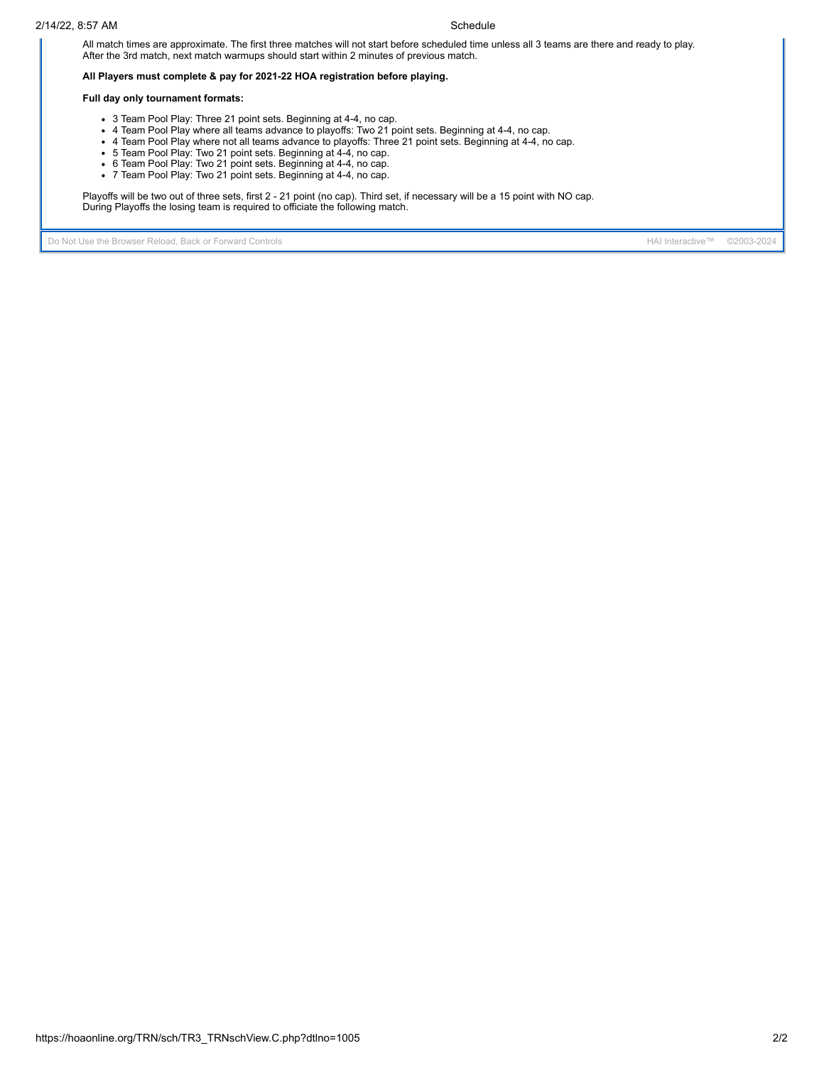All match times are approximate. The first three matches will not start before scheduled time unless all 3 teams are there and ready to play. After the 3rd match, next match warmups should start within 2 minutes of previous match.

**All Players must complete & pay for 2021-22 HOA registration before playing.**

**Full day only tournament formats:**

- 3 Team Pool Play: Three 21 point sets. Beginning at 4-4, no cap.
- 4 Team Pool Play where all teams advance to playoffs: Two 21 point sets. Beginning at 4-4, no cap.
- 4 Team Pool Play where not all teams advance to playoffs: Three 21 point sets. Beginning at 4-4, no cap.
- 5 Team Pool Play: Two 21 point sets. Beginning at 4-4, no cap.
- 6 Team Pool Play: Two 21 point sets. Beginning at 4-4, no cap.
- 7 Team Pool Play: Two 21 point sets. Beginning at 4-4, no cap.

Playoffs will be two out of three sets, first 2 - 21 point (no cap). Third set, if necessary will be a 15 point with NO cap.
During Playoffs the losing team is required to officiate the following match.

Do Not Use the Browser Reload, Back or Forward Controls — HAI Interactive™ ©2003-2024